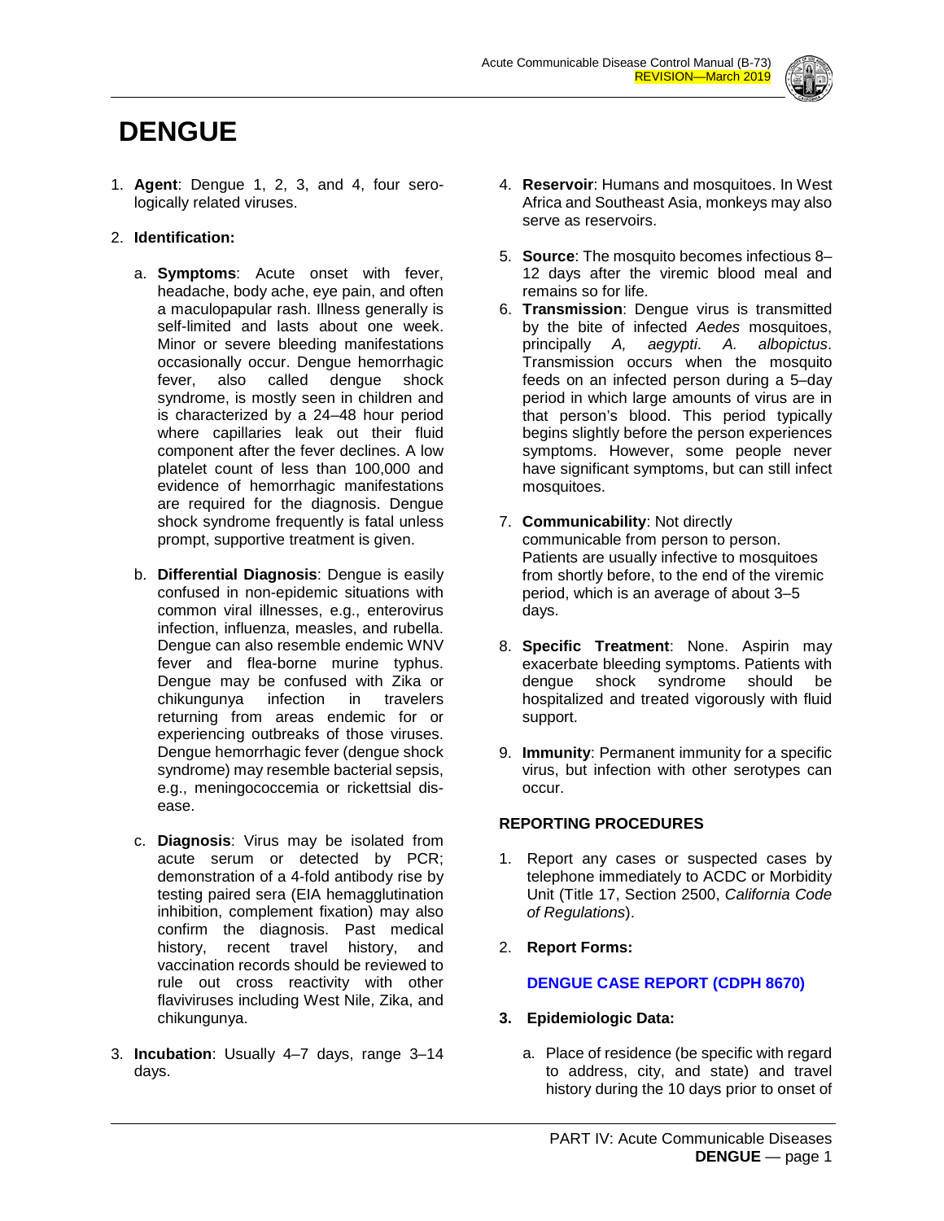# DENGUE

1. **Agent**: Dengue 1, 2, 3, and 4, four serologically related viruses.

2. **Identification:**

   a. **Symptoms**: Acute onset with fever, headache, body ache, eye pain, and often a maculopapular rash. Illness generally is self-limited and lasts about one week. Minor or severe bleeding manifestations occasionally occur. Dengue hemorrhagic fever, also called dengue shock syndrome, is mostly seen in children and is characterized by a 24–48 hour period where capillaries leak out their fluid component after the fever declines. A low platelet count of less than 100,000 and evidence of hemorrhagic manifestations are required for the diagnosis. Dengue shock syndrome frequently is fatal unless prompt, supportive treatment is given.

   b. **Differential Diagnosis**: Dengue is easily confused in non-epidemic situations with common viral illnesses, e.g., enterovirus infection, influenza, measles, and rubella. Dengue can also resemble endemic WNV fever and flea-borne murine typhus. Dengue may be confused with Zika or chikungunya infection in travelers returning from areas endemic for or experiencing outbreaks of those viruses. Dengue hemorrhagic fever (dengue shock syndrome) may resemble bacterial sepsis, e.g., meningococcemia or rickettsial disease.

   c. **Diagnosis**: Virus may be isolated from acute serum or detected by PCR; demonstration of a 4-fold antibody rise by testing paired sera (EIA hemagglutination inhibition, complement fixation) may also confirm the diagnosis. Past medical history, recent travel history, and vaccination records should be reviewed to rule out cross reactivity with other flaviviruses including West Nile, Zika, and chikungunya.

3. **Incubation**: Usually 4–7 days, range 3–14 days.

4. **Reservoir**: Humans and mosquitoes. In West Africa and Southeast Asia, monkeys may also serve as reservoirs.

5. **Source**: The mosquito becomes infectious 8–12 days after the viremic blood meal and remains so for life.

6. **Transmission**: Dengue virus is transmitted by the bite of infected *Aedes* mosquitoes, principally *A, aegypti*. *A. albopictus*. Transmission occurs when the mosquito feeds on an infected person during a 5–day period in which large amounts of virus are in that person's blood. This period typically begins slightly before the person experiences symptoms. However, some people never have significant symptoms, but can still infect mosquitoes.

7. **Communicability**: Not directly communicable from person to person. Patients are usually infective to mosquitoes from shortly before, to the end of the viremic period, which is an average of about 3–5 days.

8. **Specific Treatment**: None. Aspirin may exacerbate bleeding symptoms. Patients with dengue shock syndrome should be hospitalized and treated vigorously with fluid support.

9. **Immunity**: Permanent immunity for a specific virus, but infection with other serotypes can occur.

## REPORTING PROCEDURES

1. Report any cases or suspected cases by telephone immediately to ACDC or Morbidity Unit (Title 17, Section 2500, *California Code of Regulations*).

2. **Report Forms:**

   **DENGUE CASE REPORT (CDPH 8670)**

3. **Epidemiologic Data:**

   a. Place of residence (be specific with regard to address, city, and state) and travel history during the 10 days prior to onset of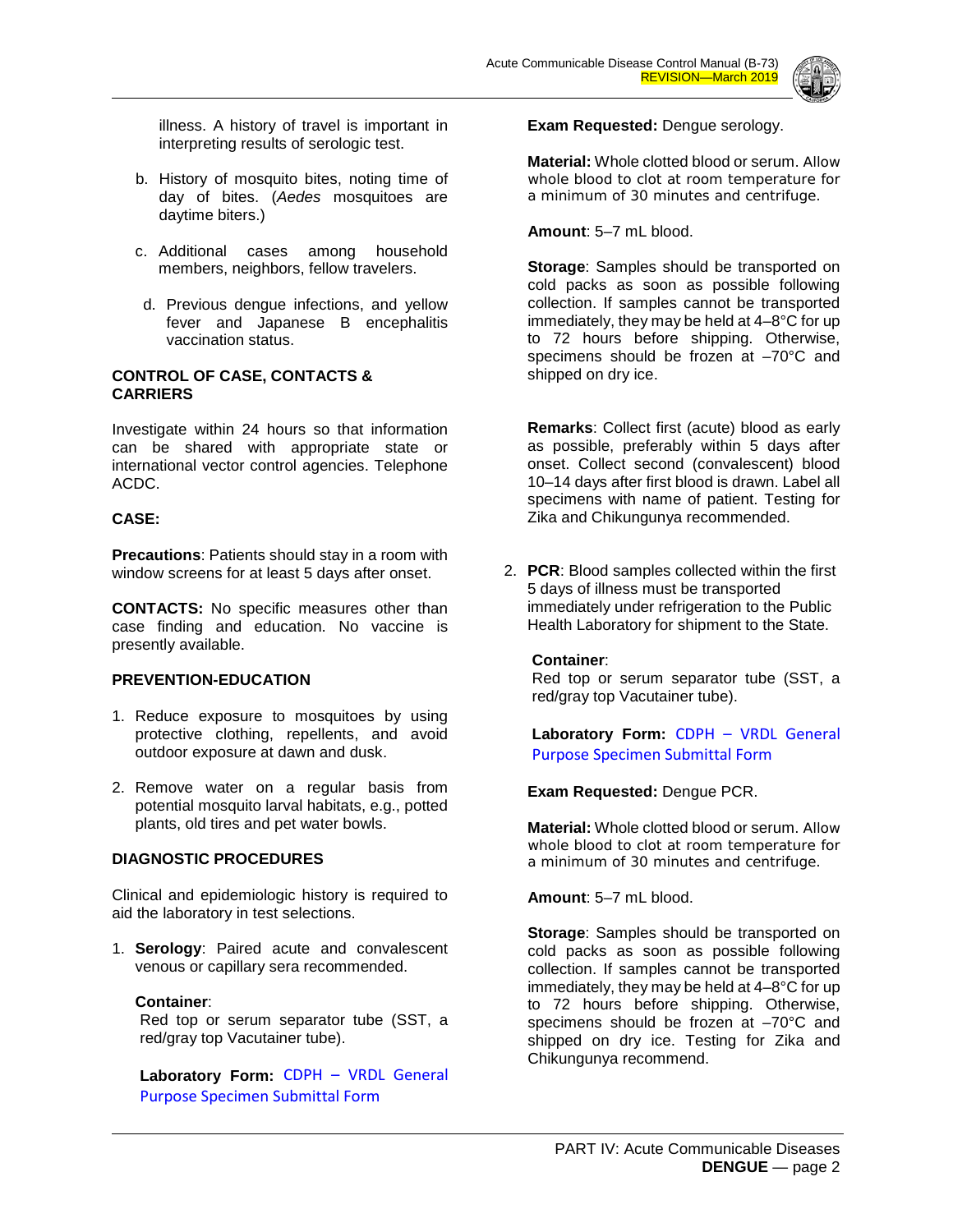illness. A history of travel is important in interpreting results of serologic test.

b. History of mosquito bites, noting time of day of bites. (*Aedes* mosquitoes are daytime biters.)

c. Additional cases among household members, neighbors, fellow travelers.

d. Previous dengue infections, and yellow fever and Japanese B encephalitis vaccination status.

## CONTROL OF CASE, CONTACTS & CARRIERS

Investigate within 24 hours so that information can be shared with appropriate state or international vector control agencies. Telephone ACDC.

### CASE:

**Precautions**: Patients should stay in a room with window screens for at least 5 days after onset.

**CONTACTS:** No specific measures other than case finding and education. No vaccine is presently available.

## PREVENTION-EDUCATION

1. Reduce exposure to mosquitoes by using protective clothing, repellents, and avoid outdoor exposure at dawn and dusk.

2. Remove water on a regular basis from potential mosquito larval habitats, e.g., potted plants, old tires and pet water bowls.

## DIAGNOSTIC PROCEDURES

Clinical and epidemiologic history is required to aid the laboratory in test selections.

1. **Serology**: Paired acute and convalescent venous or capillary sera recommended.

   **Container**:
   Red top or serum separator tube (SST, a red/gray top Vacutainer tube).

   **Laboratory Form:** CDPH – VRDL General Purpose Specimen Submittal Form

   **Exam Requested:** Dengue serology.

   **Material:** Whole clotted blood or serum. Allow whole blood to clot at room temperature for a minimum of 30 minutes and centrifuge.

   **Amount**: 5–7 mL blood.

   **Storage**: Samples should be transported on cold packs as soon as possible following collection. If samples cannot be transported immediately, they may be held at 4–8°C for up to 72 hours before shipping. Otherwise, specimens should be frozen at –70°C and shipped on dry ice.

   **Remarks**: Collect first (acute) blood as early as possible, preferably within 5 days after onset. Collect second (convalescent) blood 10–14 days after first blood is drawn. Label all specimens with name of patient. Testing for Zika and Chikungunya recommended.

2. **PCR**: Blood samples collected within the first 5 days of illness must be transported immediately under refrigeration to the Public Health Laboratory for shipment to the State.

   **Container**:
   Red top or serum separator tube (SST, a red/gray top Vacutainer tube).

   **Laboratory Form:** CDPH – VRDL General Purpose Specimen Submittal Form

   **Exam Requested:** Dengue PCR.

   **Material:** Whole clotted blood or serum. Allow whole blood to clot at room temperature for a minimum of 30 minutes and centrifuge.

   **Amount**: 5–7 mL blood.

   **Storage**: Samples should be transported on cold packs as soon as possible following collection. If samples cannot be transported immediately, they may be held at 4–8°C for up to 72 hours before shipping. Otherwise, specimens should be frozen at –70°C and shipped on dry ice. Testing for Zika and Chikungunya recommend.